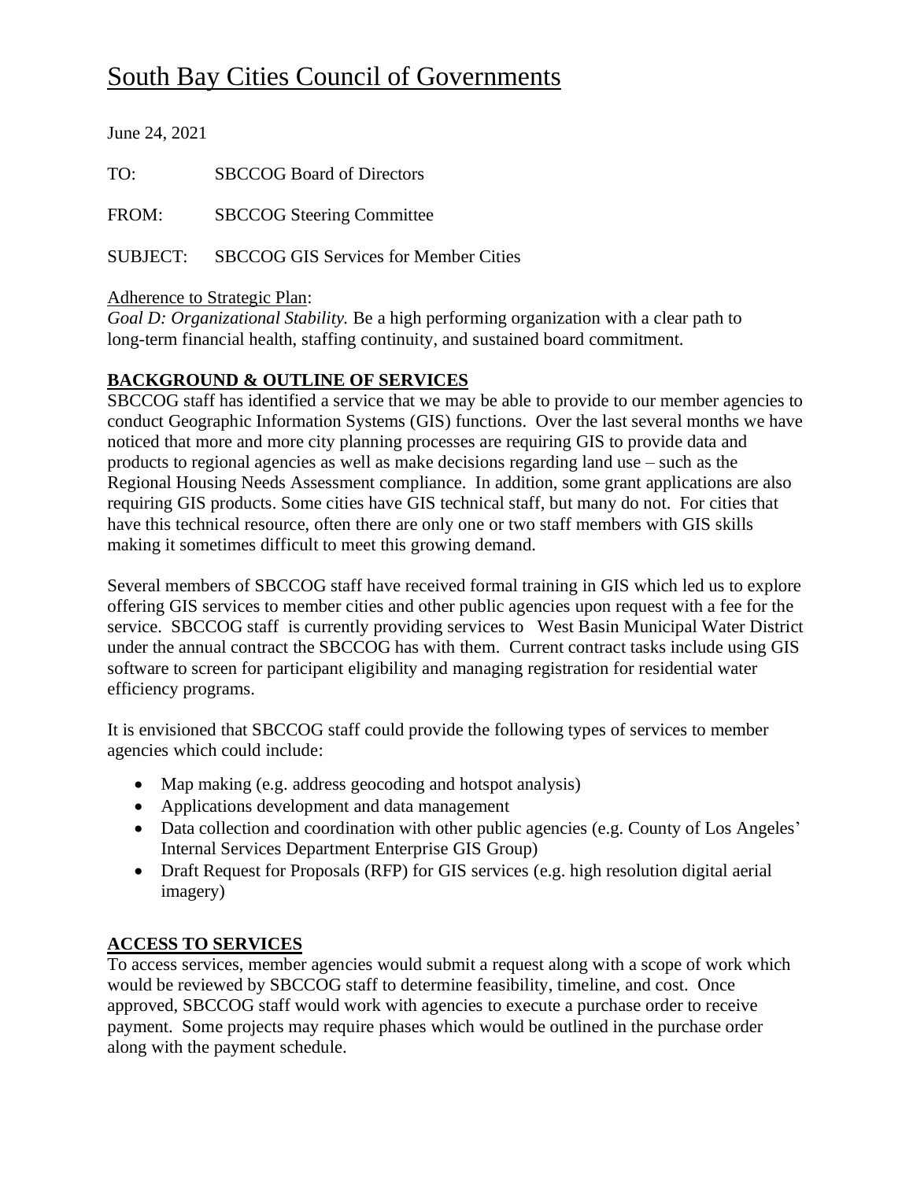# South Bay Cities Council of Governments

June 24, 2021

TO: SBCCOG Board of Directors

FROM: SBCCOG Steering Committee

SUBJECT: SBCCOG GIS Services for Member Cities

Adherence to Strategic Plan:
*Goal D: Organizational Stability.* Be a high performing organization with a clear path to long-term financial health, staffing continuity, and sustained board commitment.

## BACKGROUND & OUTLINE OF SERVICES

SBCCOG staff has identified a service that we may be able to provide to our member agencies to conduct Geographic Information Systems (GIS) functions. Over the last several months we have noticed that more and more city planning processes are requiring GIS to provide data and products to regional agencies as well as make decisions regarding land use – such as the Regional Housing Needs Assessment compliance. In addition, some grant applications are also requiring GIS products. Some cities have GIS technical staff, but many do not. For cities that have this technical resource, often there are only one or two staff members with GIS skills making it sometimes difficult to meet this growing demand.

Several members of SBCCOG staff have received formal training in GIS which led us to explore offering GIS services to member cities and other public agencies upon request with a fee for the service. SBCCOG staff is currently providing services to West Basin Municipal Water District under the annual contract the SBCCOG has with them. Current contract tasks include using GIS software to screen for participant eligibility and managing registration for residential water efficiency programs.

It is envisioned that SBCCOG staff could provide the following types of services to member agencies which could include:

- Map making (e.g. address geocoding and hotspot analysis)
- Applications development and data management
- Data collection and coordination with other public agencies (e.g. County of Los Angeles' Internal Services Department Enterprise GIS Group)
- Draft Request for Proposals (RFP) for GIS services (e.g. high resolution digital aerial imagery)

## ACCESS TO SERVICES

To access services, member agencies would submit a request along with a scope of work which would be reviewed by SBCCOG staff to determine feasibility, timeline, and cost. Once approved, SBCCOG staff would work with agencies to execute a purchase order to receive payment. Some projects may require phases which would be outlined in the purchase order along with the payment schedule.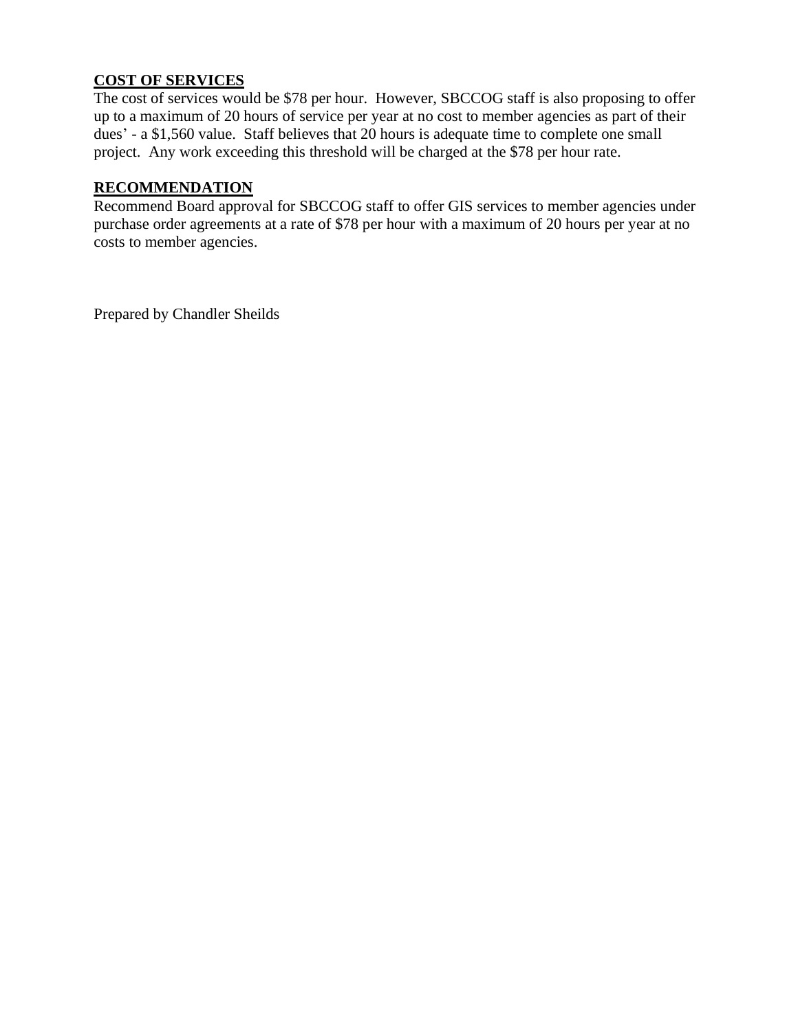**COST OF SERVICES**

The cost of services would be $78 per hour. However, SBCCOG staff is also proposing to offer up to a maximum of 20 hours of service per year at no cost to member agencies as part of their dues' - a $1,560 value. Staff believes that 20 hours is adequate time to complete one small project. Any work exceeding this threshold will be charged at the $78 per hour rate.

**RECOMMENDATION**

Recommend Board approval for SBCCOG staff to offer GIS services to member agencies under purchase order agreements at a rate of $78 per hour with a maximum of 20 hours per year at no costs to member agencies.

Prepared by Chandler Sheilds